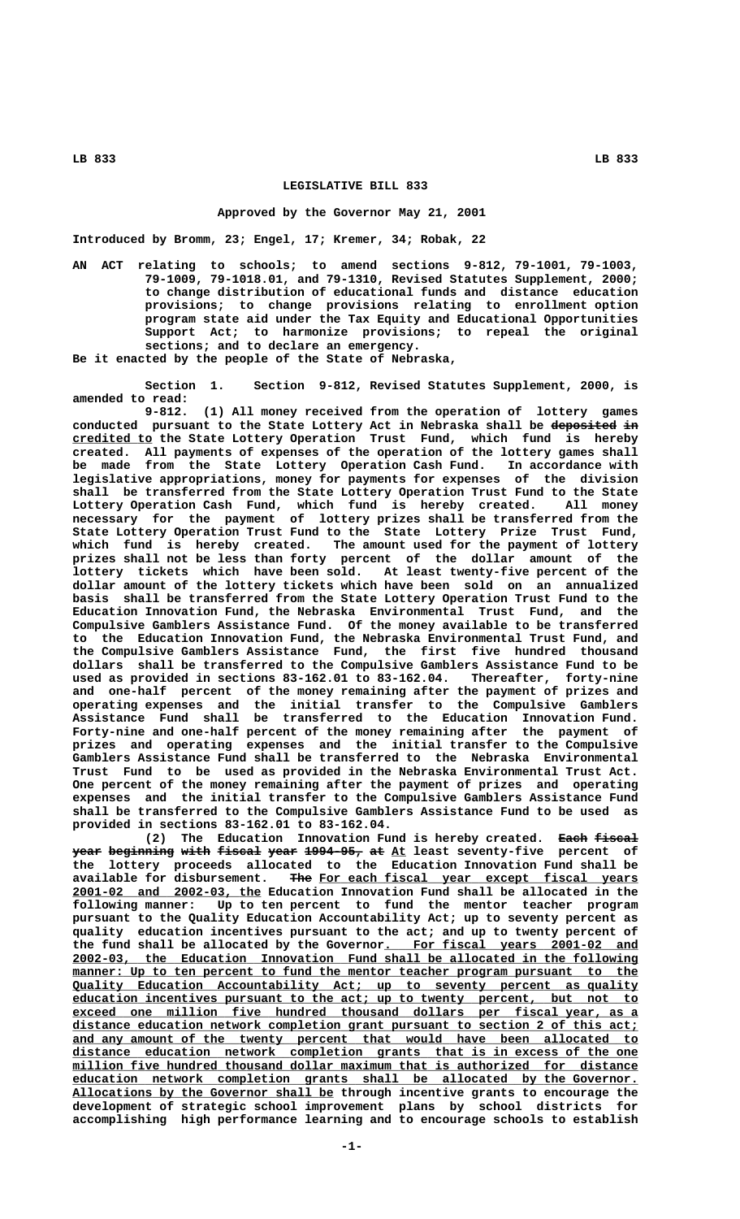# LEGISLATIVE BILL 833

**Approved by the Governor May 21, 2001**

**Introduced by Bromm, 23; Engel, 17; Kremer, 34; Robak, 22**

AN ACT relating to schools; to amend sections 9-812, 79-1001, 79-1003, 79-1009, 79-1018.01, and 79-1310, Revised Statutes Supplement, 2000; to change distribution of educational funds and distance education provisions; to change provisions relating to enrollment option program state aid under the Tax Equity and Educational Opportunities Support Act; to harmonize provisions; to repeal the original sections; and to declare an emergency.

Be it enacted by the people of the State of Nebraska,

Section 1. Section 9-812, Revised Statutes Supplement, 2000, is amended to read:

9-812. (1) All money received from the operation of lottery games conducted pursuant to the State Lottery Act in Nebraska shall be ~~deposited in~~ credited to the State Lottery Operation Trust Fund, which fund is hereby created. All payments of expenses of the operation of the lottery games shall be made from the State Lottery Operation Cash Fund. In accordance with legislative appropriations, money for payments for expenses of the division shall be transferred from the State Lottery Operation Trust Fund to the State Lottery Operation Cash Fund, which fund is hereby created. All money necessary for the payment of lottery prizes shall be transferred from the State Lottery Operation Trust Fund to the State Lottery Prize Trust Fund, which fund is hereby created. The amount used for the payment of lottery prizes shall not be less than forty percent of the dollar amount of the lottery tickets which have been sold. At least twenty-five percent of the dollar amount of the lottery tickets which have been sold on an annualized basis shall be transferred from the State Lottery Operation Trust Fund to the Education Innovation Fund, the Nebraska Environmental Trust Fund, and the Compulsive Gamblers Assistance Fund. Of the money available to be transferred to the Education Innovation Fund, the Nebraska Environmental Trust Fund, and the Compulsive Gamblers Assistance Fund, the first five hundred thousand dollars shall be transferred to the Compulsive Gamblers Assistance Fund to be used as provided in sections 83-162.01 to 83-162.04. Thereafter, forty-nine and one-half percent of the money remaining after the payment of prizes and operating expenses and the initial transfer to the Compulsive Gamblers Assistance Fund shall be transferred to the Education Innovation Fund. Forty-nine and one-half percent of the money remaining after the payment of prizes and operating expenses and the initial transfer to the Compulsive Gamblers Assistance Fund shall be transferred to the Nebraska Environmental Trust Fund to be used as provided in the Nebraska Environmental Trust Act. One percent of the money remaining after the payment of prizes and operating expenses and the initial transfer to the Compulsive Gamblers Assistance Fund shall be transferred to the Compulsive Gamblers Assistance Fund to be used as provided in sections 83-162.01 to 83-162.04.

(2) The Education Innovation Fund is hereby created. ~~Each fiscal year beginning with fiscal year 1994-95, at~~ At least seventy-five percent of the lottery proceeds allocated to the Education Innovation Fund shall be available for disbursement. ~~The~~ For each fiscal year except fiscal years 2001-02 and 2002-03, the Education Innovation Fund shall be allocated in the following manner: Up to ten percent to fund the mentor teacher program pursuant to the Quality Education Accountability Act; up to seventy percent as quality education incentives pursuant to the act; and up to twenty percent of the fund shall be allocated by the Governor. For fiscal years 2001-02 and 2002-03, the Education Innovation Fund shall be allocated in the following manner: Up to ten percent to fund the mentor teacher program pursuant to the Quality Education Accountability Act; up to seventy percent as quality education incentives pursuant to the act; up to twenty percent, but not to exceed one million five hundred thousand dollars per fiscal year, as a distance education network completion grant pursuant to section 2 of this act; and any amount of the twenty percent that would have been allocated to distance education network completion grants that is in excess of the one million five hundred thousand dollar maximum that is authorized for distance education network completion grants shall be allocated by the Governor. Allocations by the Governor shall be through incentive grants to encourage the development of strategic school improvement plans by school districts for accomplishing high performance learning and to encourage schools to establish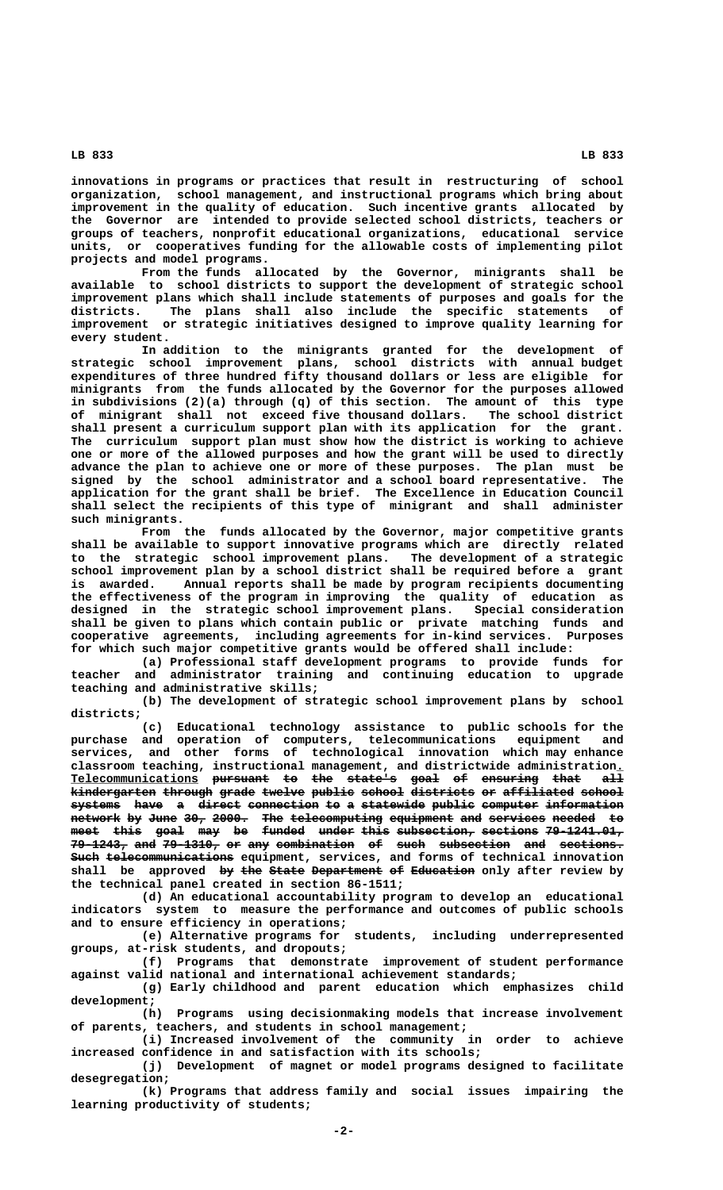innovations in programs or practices that result in restructuring of school organization, school management, and instructional programs which bring about improvement in the quality of education. Such incentive grants allocated by the Governor are intended to provide selected school districts, teachers or groups of teachers, nonprofit educational organizations, educational service units, or cooperatives funding for the allowable costs of implementing pilot projects and model programs.

From the funds allocated by the Governor, minigrants shall be available to school districts to support the development of strategic school improvement plans which shall include statements of purposes and goals for the districts. The plans shall also include the specific statements of improvement or strategic initiatives designed to improve quality learning for every student.

In addition to the minigrants granted for the development of strategic school improvement plans, school districts with annual budget expenditures of three hundred fifty thousand dollars or less are eligible for minigrants from the funds allocated by the Governor for the purposes allowed in subdivisions (2)(a) through (q) of this section. The amount of this type of minigrant shall not exceed five thousand dollars. The school district shall present a curriculum support plan with its application for the grant. The curriculum support plan must show how the district is working to achieve one or more of the allowed purposes and how the grant will be used to directly advance the plan to achieve one or more of these purposes. The plan must be signed by the school administrator and a school board representative. The application for the grant shall be brief. The Excellence in Education Council shall select the recipients of this type of minigrant and shall administer such minigrants.

From the funds allocated by the Governor, major competitive grants shall be available to support innovative programs which are directly related to the strategic school improvement plans. The development of a strategic school improvement plan by a school district shall be required before a grant is awarded. Annual reports shall be made by program recipients documenting the effectiveness of the program in improving the quality of education as designed in the strategic school improvement plans. Special consideration shall be given to plans which contain public or private matching funds and cooperative agreements, including agreements for in-kind services. Purposes for which such major competitive grants would be offered shall include:

(a) Professional staff development programs to provide funds for teacher and administrator training and continuing education to upgrade teaching and administrative skills;

(b) The development of strategic school improvement plans by school districts;

(c) Educational technology assistance to public schools for the purchase and operation of computers, telecommunications equipment and services, and other forms of technological innovation which may enhance classroom teaching, instructional management, and districtwide administration. Telecommunications ~~pursuant to the state's goal of ensuring that all kindergarten through grade twelve public school districts or affiliated school systems have a direct connection to a statewide public computer information network by June 30, 2000. The telecomputing equipment and services needed to meet this goal may be funded under this subsection, sections 79-1241.01, 79-1243, and 79-1310, or any combination of such subsection and sections. Such telecommunications~~ equipment, services, and forms of technical innovation shall be approved ~~by the State Department of Education~~ only after review by the technical panel created in section 86-1511;

(d) An educational accountability program to develop an educational indicators system to measure the performance and outcomes of public schools and to ensure efficiency in operations;

(e) Alternative programs for students, including underrepresented groups, at-risk students, and dropouts;

(f) Programs that demonstrate improvement of student performance against valid national and international achievement standards;

(g) Early childhood and parent education which emphasizes child development;

(h) Programs using decisionmaking models that increase involvement of parents, teachers, and students in school management;

(i) Increased involvement of the community in order to achieve increased confidence in and satisfaction with its schools;

(j) Development of magnet or model programs designed to facilitate desegregation;

(k) Programs that address family and social issues impairing the learning productivity of students;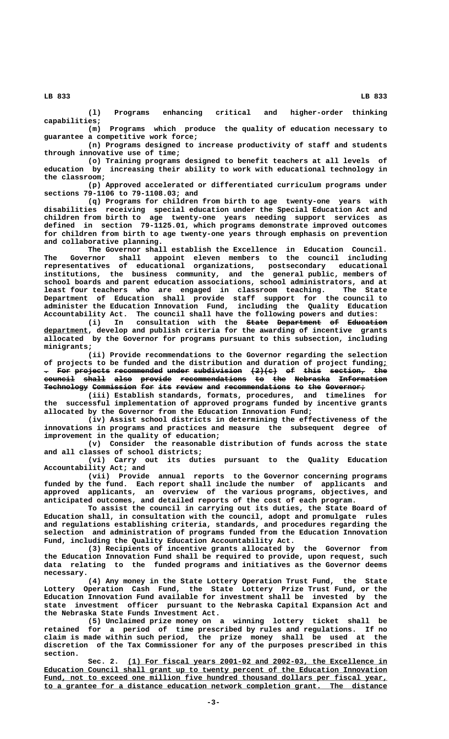(l) Programs enhancing critical and higher-order thinking capabilities;

(m) Programs which produce the quality of education necessary to guarantee a competitive work force;

(n) Programs designed to increase productivity of staff and students through innovative use of time;

(o) Training programs designed to benefit teachers at all levels of education by increasing their ability to work with educational technology in the classroom;

(p) Approved accelerated or differentiated curriculum programs under sections 79-1106 to 79-1108.03; and

(q) Programs for children from birth to age twenty-one years with disabilities receiving special education under the Special Education Act and children from birth to age twenty-one years needing support services as defined in section 79-1125.01, which programs demonstrate improved outcomes for children from birth to age twenty-one years through emphasis on prevention and collaborative planning.

The Governor shall establish the Excellence in Education Council. The Governor shall appoint eleven members to the council including representatives of educational organizations, postsecondary educational institutions, the business community, and the general public, members of school boards and parent education associations, school administrators, and at least four teachers who are engaged in classroom teaching. The State Department of Education shall provide staff support for the council to administer the Education Innovation Fund, including the Quality Education Accountability Act. The council shall have the following powers and duties:

(i) In consultation with the ~~State Department of Education~~ department, develop and publish criteria for the awarding of incentive grants allocated by the Governor for programs pursuant to this subsection, including minigrants;

(ii) Provide recommendations to the Governor regarding the selection of projects to be funded and the distribution and duration of project funding; ~~. For projects recommended under subdivision (2)(c) of this section, the council shall also provide recommendations to the Nebraska Information Technology Commission for its review and recommendations to the Governor;~~

(iii) Establish standards, formats, procedures, and timelines for the successful implementation of approved programs funded by incentive grants allocated by the Governor from the Education Innovation Fund;

(iv) Assist school districts in determining the effectiveness of the innovations in programs and practices and measure the subsequent degree of improvement in the quality of education;

(v) Consider the reasonable distribution of funds across the state and all classes of school districts;

(vi) Carry out its duties pursuant to the Quality Education Accountability Act; and

(vii) Provide annual reports to the Governor concerning programs funded by the fund. Each report shall include the number of applicants and approved applicants, an overview of the various programs, objectives, and anticipated outcomes, and detailed reports of the cost of each program.

To assist the council in carrying out its duties, the State Board of Education shall, in consultation with the council, adopt and promulgate rules and regulations establishing criteria, standards, and procedures regarding the selection and administration of programs funded from the Education Innovation Fund, including the Quality Education Accountability Act.

(3) Recipients of incentive grants allocated by the Governor from the Education Innovation Fund shall be required to provide, upon request, such data relating to the funded programs and initiatives as the Governor deems necessary.

(4) Any money in the State Lottery Operation Trust Fund, the State Lottery Operation Cash Fund, the State Lottery Prize Trust Fund, or the Education Innovation Fund available for investment shall be invested by the state investment officer pursuant to the Nebraska Capital Expansion Act and the Nebraska State Funds Investment Act.

(5) Unclaimed prize money on a winning lottery ticket shall be retained for a period of time prescribed by rules and regulations. If no claim is made within such period, the prize money shall be used at the discretion of the Tax Commissioner for any of the purposes prescribed in this section.

Sec. 2. (1) For fiscal years 2001-02 and 2002-03, the Excellence in Education Council shall grant up to twenty percent of the Education Innovation Fund, not to exceed one million five hundred thousand dollars per fiscal year, to a grantee for a distance education network completion grant. The distance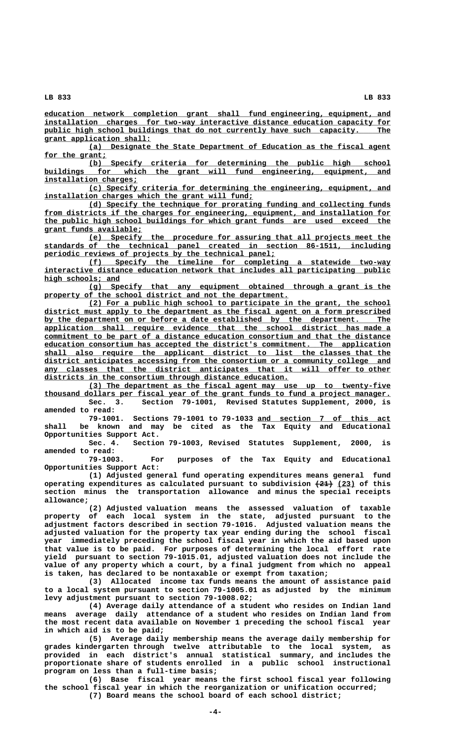education network completion grant shall fund engineering, equipment, and installation charges for two-way interactive distance education capacity for public high school buildings that do not currently have such capacity. The grant application shall:

(a) Designate the State Department of Education as the fiscal agent for the grant;

(b) Specify criteria for determining the public high school buildings for which the grant will fund engineering, equipment, and installation charges;

(c) Specify criteria for determining the engineering, equipment, and installation charges which the grant will fund;

(d) Specify the technique for prorating funding and collecting funds from districts if the charges for engineering, equipment, and installation for the public high school buildings for which grant funds are used exceed the grant funds available;

(e) Specify the procedure for assuring that all projects meet the standards of the technical panel created in section 86-1511, including periodic reviews of projects by the technical panel;

(f) Specify the timeline for completing a statewide two-way interactive distance education network that includes all participating public high schools; and

(g) Specify that any equipment obtained through a grant is the property of the school district and not the department.

(2) For a public high school to participate in the grant, the school district must apply to the department as the fiscal agent on a form prescribed by the department on or before a date established by the department. The application shall require evidence that the school district has made a commitment to be part of a distance education consortium and that the distance education consortium has accepted the district's commitment. The application shall also require the applicant district to list the classes that the district anticipates accessing from the consortium or a community college and any classes that the district anticipates that it will offer to other districts in the consortium through distance education.

(3) The department as the fiscal agent may use up to twenty-five thousand dollars per fiscal year of the grant funds to fund a project manager.

Sec. 3. Section 79-1001, Revised Statutes Supplement, 2000, is amended to read:

79-1001. Sections 79-1001 to 79-1033 and section 7 of this act shall be known and may be cited as the Tax Equity and Educational Opportunities Support Act.

Sec. 4. Section 79-1003, Revised Statutes Supplement, 2000, is amended to read:

79-1003. For purposes of the Tax Equity and Educational Opportunities Support Act:

(1) Adjusted general fund operating expenditures means general fund operating expenditures as calculated pursuant to subdivision ~~(21)~~ (23) of this section minus the transportation allowance and minus the special receipts allowance;

(2) Adjusted valuation means the assessed valuation of taxable property of each local system in the state, adjusted pursuant to the adjustment factors described in section 79-1016. Adjusted valuation means the adjusted valuation for the property tax year ending during the school fiscal year immediately preceding the school fiscal year in which the aid based upon that value is to be paid. For purposes of determining the local effort rate yield pursuant to section 79-1015.01, adjusted valuation does not include the value of any property which a court, by a final judgment from which no appeal is taken, has declared to be nontaxable or exempt from taxation;

(3) Allocated income tax funds means the amount of assistance paid to a local system pursuant to section 79-1005.01 as adjusted by the minimum levy adjustment pursuant to section 79-1008.02;

(4) Average daily attendance of a student who resides on Indian land means average daily attendance of a student who resides on Indian land from the most recent data available on November 1 preceding the school fiscal year in which aid is to be paid;

(5) Average daily membership means the average daily membership for grades kindergarten through twelve attributable to the local system, as provided in each district's annual statistical summary, and includes the proportionate share of students enrolled in a public school instructional program on less than a full-time basis;

(6) Base fiscal year means the first school fiscal year following the school fiscal year in which the reorganization or unification occurred;

(7) Board means the school board of each school district;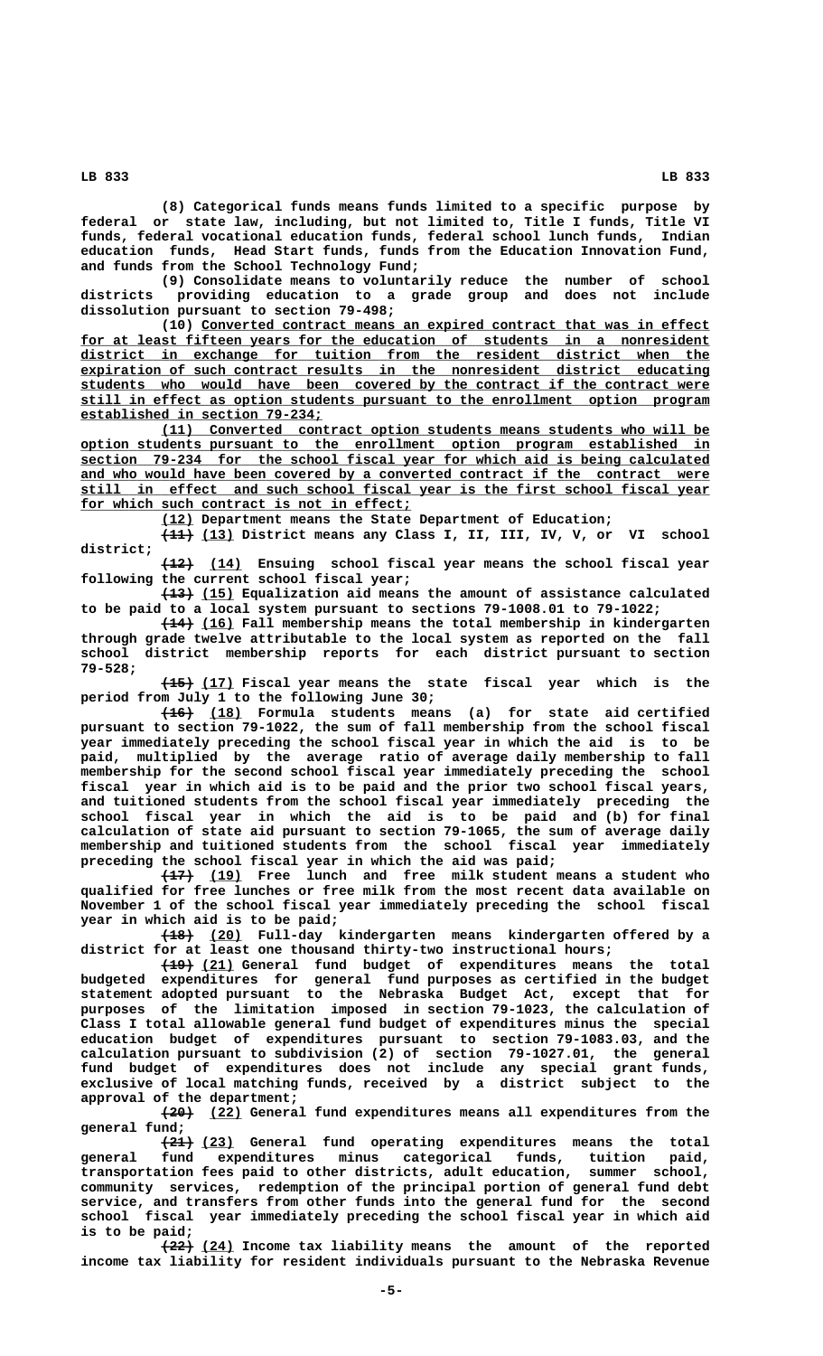(8) Categorical funds means funds limited to a specific purpose by federal or state law, including, but not limited to, Title I funds, Title VI funds, federal vocational education funds, federal school lunch funds, Indian education funds, Head Start funds, funds from the Education Innovation Fund, and funds from the School Technology Fund;

(9) Consolidate means to voluntarily reduce the number of school districts providing education to a grade group and does not include dissolution pursuant to section 79-498;

(10) Converted contract means an expired contract that was in effect for at least fifteen years for the education of students in a nonresident district in exchange for tuition from the resident district when the expiration of such contract results in the nonresident district educating students who would have been covered by the contract if the contract were still in effect as option students pursuant to the enrollment option program established in section 79-234;

(11) Converted contract option students means students who will be option students pursuant to the enrollment option program established in section 79-234 for the school fiscal year for which aid is being calculated and who would have been covered by a converted contract if the contract were still in effect and such school fiscal year is the first school fiscal year for which such contract is not in effect;

(12) Department means the State Department of Education;

~~(11)~~ (13) District means any Class I, II, III, IV, V, or VI school district;

~~(12)~~ (14) Ensuing school fiscal year means the school fiscal year following the current school fiscal year;

~~(13)~~ (15) Equalization aid means the amount of assistance calculated to be paid to a local system pursuant to sections 79-1008.01 to 79-1022;

~~(14)~~ (16) Fall membership means the total membership in kindergarten through grade twelve attributable to the local system as reported on the fall school district membership reports for each district pursuant to section 79-528;

~~(15)~~ (17) Fiscal year means the state fiscal year which is the period from July 1 to the following June 30;

~~(16)~~ (18) Formula students means (a) for state aid certified pursuant to section 79-1022, the sum of fall membership from the school fiscal year immediately preceding the school fiscal year in which the aid is to be paid, multiplied by the average ratio of average daily membership to fall membership for the second school fiscal year immediately preceding the school fiscal year in which aid is to be paid and the prior two school fiscal years, and tuitioned students from the school fiscal year immediately preceding the school fiscal year in which the aid is to be paid and (b) for final calculation of state aid pursuant to section 79-1065, the sum of average daily membership and tuitioned students from the school fiscal year immediately preceding the school fiscal year in which the aid was paid;

~~(17)~~ (19) Free lunch and free milk student means a student who qualified for free lunches or free milk from the most recent data available on November 1 of the school fiscal year immediately preceding the school fiscal year in which aid is to be paid;

~~(18)~~ (20) Full-day kindergarten means kindergarten offered by a district for at least one thousand thirty-two instructional hours;

~~(19)~~ (21) General fund budget of expenditures means the total budgeted expenditures for general fund purposes as certified in the budget statement adopted pursuant to the Nebraska Budget Act, except that for purposes of the limitation imposed in section 79-1023, the calculation of Class I total allowable general fund budget of expenditures minus the special education budget of expenditures pursuant to section 79-1083.03, and the calculation pursuant to subdivision (2) of section 79-1027.01, the general fund budget of expenditures does not include any special grant funds, exclusive of local matching funds, received by a district subject to the approval of the department;

~~(20)~~ (22) General fund expenditures means all expenditures from the general fund;

~~(21)~~ (23) General fund operating expenditures means the total general fund expenditures minus categorical funds, tuition paid, transportation fees paid to other districts, adult education, summer school, community services, redemption of the principal portion of general fund debt service, and transfers from other funds into the general fund for the second school fiscal year immediately preceding the school fiscal year in which aid is to be paid;

~~(22)~~ (24) Income tax liability means the amount of the reported income tax liability for resident individuals pursuant to the Nebraska Revenue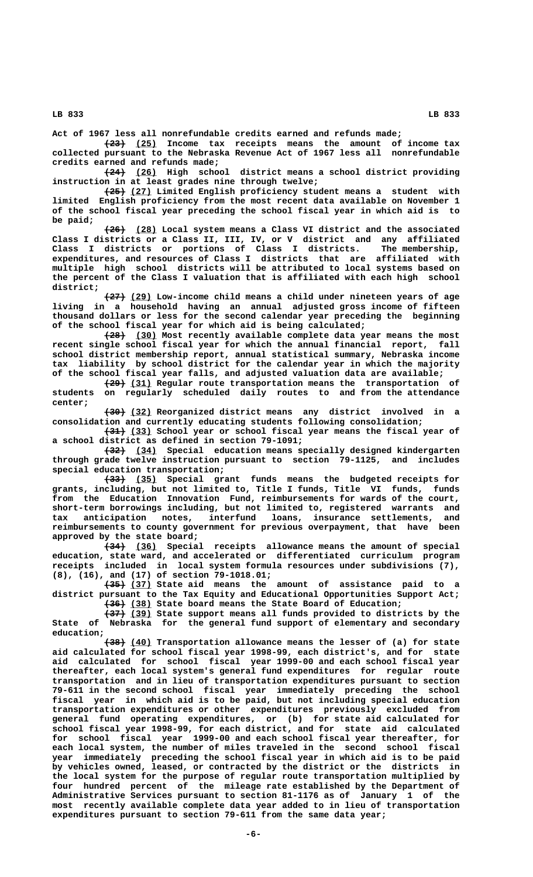Act of 1967 less all nonrefundable credits earned and refunds made;

~~(23)~~ (25) Income tax receipts means the amount of income tax collected pursuant to the Nebraska Revenue Act of 1967 less all nonrefundable credits earned and refunds made;

~~(24)~~ (26) High school district means a school district providing instruction in at least grades nine through twelve;

~~(25)~~ (27) Limited English proficiency student means a student with limited English proficiency from the most recent data available on November 1 of the school fiscal year preceding the school fiscal year in which aid is to be paid;

~~(26)~~ (28) Local system means a Class VI district and the associated Class I districts or a Class II, III, IV, or V district and any affiliated Class I districts or portions of Class I districts. The membership, expenditures, and resources of Class I districts that are affiliated with multiple high school districts will be attributed to local systems based on the percent of the Class I valuation that is affiliated with each high school district;

~~(27)~~ (29) Low-income child means a child under nineteen years of age living in a household having an annual adjusted gross income of fifteen thousand dollars or less for the second calendar year preceding the beginning of the school fiscal year for which aid is being calculated;

~~(28)~~ (30) Most recently available complete data year means the most recent single school fiscal year for which the annual financial report, fall school district membership report, annual statistical summary, Nebraska income tax liability by school district for the calendar year in which the majority of the school fiscal year falls, and adjusted valuation data are available;

~~(29)~~ (31) Regular route transportation means the transportation of students on regularly scheduled daily routes to and from the attendance center;

~~(30)~~ (32) Reorganized district means any district involved in a consolidation and currently educating students following consolidation;

~~(31)~~ (33) School year or school fiscal year means the fiscal year of a school district as defined in section 79-1091;

~~(32)~~ (34) Special education means specially designed kindergarten through grade twelve instruction pursuant to section 79-1125, and includes special education transportation;

~~(33)~~ (35) Special grant funds means the budgeted receipts for grants, including, but not limited to, Title I funds, Title VI funds, funds from the Education Innovation Fund, reimbursements for wards of the court, short-term borrowings including, but not limited to, registered warrants and tax anticipation notes, interfund loans, insurance settlements, and reimbursements to county government for previous overpayment, that have been approved by the state board;

~~(34)~~ (36) Special receipts allowance means the amount of special education, state ward, and accelerated or differentiated curriculum program receipts included in local system formula resources under subdivisions (7), (8), (16), and (17) of section 79-1018.01;

~~(35)~~ (37) State aid means the amount of assistance paid to a district pursuant to the Tax Equity and Educational Opportunities Support Act;

~~(36)~~ (38) State board means the State Board of Education;

~~(37)~~ (39) State support means all funds provided to districts by the State of Nebraska for the general fund support of elementary and secondary education;

~~(38)~~ (40) Transportation allowance means the lesser of (a) for state aid calculated for school fiscal year 1998-99, each district's, and for state aid calculated for school fiscal year 1999-00 and each school fiscal year thereafter, each local system's general fund expenditures for regular route transportation and in lieu of transportation expenditures pursuant to section 79-611 in the second school fiscal year immediately preceding the school fiscal year in which aid is to be paid, but not including special education transportation expenditures or other expenditures previously excluded from general fund operating expenditures, or (b) for state aid calculated for school fiscal year 1998-99, for each district, and for state aid calculated for school fiscal year 1999-00 and each school fiscal year thereafter, for each local system, the number of miles traveled in the second school fiscal year immediately preceding the school fiscal year in which aid is to be paid by vehicles owned, leased, or contracted by the district or the districts in the local system for the purpose of regular route transportation multiplied by four hundred percent of the mileage rate established by the Department of Administrative Services pursuant to section 81-1176 as of January 1 of the most recently available complete data year added to in lieu of transportation expenditures pursuant to section 79-611 from the same data year;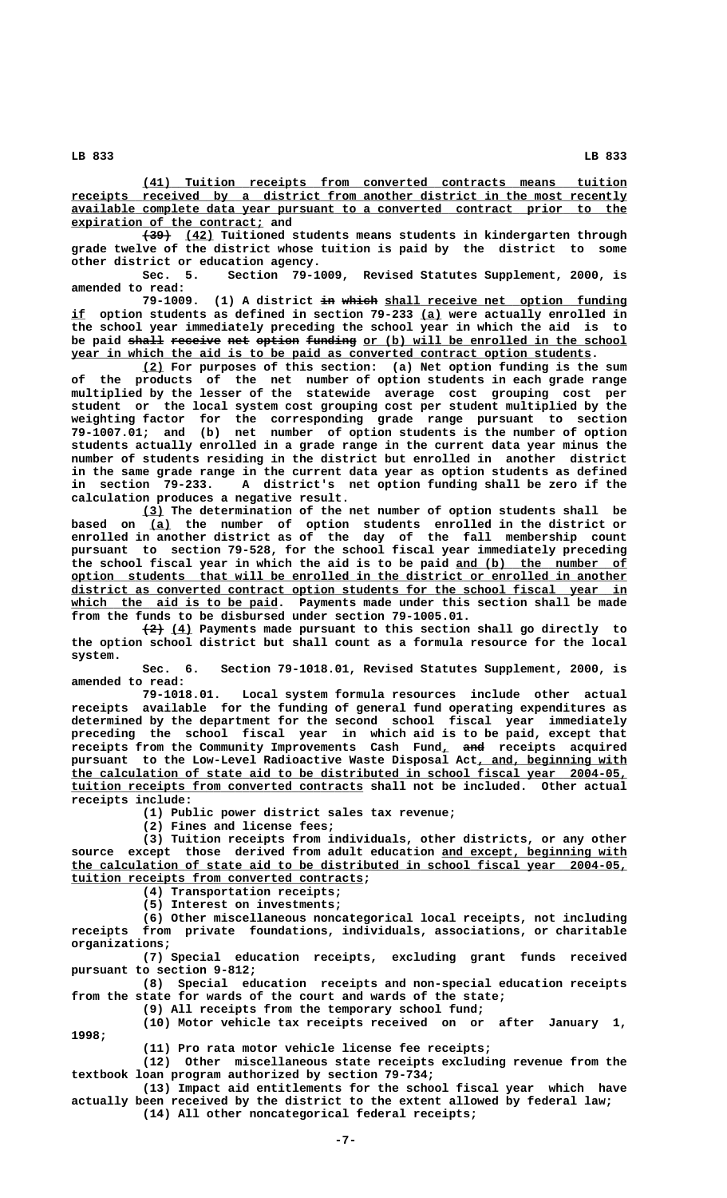(41) Tuition receipts from converted contracts means tuition receipts received by a district from another district in the most recently available complete data year pursuant to a converted contract prior to the expiration of the contract; and

~~(39)~~ (42) Tuitioned students means students in kindergarten through grade twelve of the district whose tuition is paid by the district to some other district or education agency.

Sec. 5. Section 79-1009, Revised Statutes Supplement, 2000, is amended to read:

79-1009. (1) A district ~~in which~~ shall receive net option funding if option students as defined in section 79-233 (a) were actually enrolled in the school year immediately preceding the school year in which the aid is to be paid ~~shall receive net option funding~~ or (b) will be enrolled in the school year in which the aid is to be paid as converted contract option students.

(2) For purposes of this section: (a) Net option funding is the sum of the products of the net number of option students in each grade range multiplied by the lesser of the statewide average cost grouping cost per student or the local system cost grouping cost per student multiplied by the weighting factor for the corresponding grade range pursuant to section 79-1007.01; and (b) net number of option students is the number of option students actually enrolled in a grade range in the current data year minus the number of students residing in the district but enrolled in another district in the same grade range in the current data year as option students as defined in section 79-233. A district's net option funding shall be zero if the calculation produces a negative result.

(3) The determination of the net number of option students shall be based on (a) the number of option students enrolled in the district or enrolled in another district as of the day of the fall membership count pursuant to section 79-528, for the school fiscal year immediately preceding the school fiscal year in which the aid is to be paid and (b) the number of option students that will be enrolled in the district or enrolled in another district as converted contract option students for the school fiscal year in which the aid is to be paid. Payments made under this section shall be made from the funds to be disbursed under section 79-1005.01.

~~(2)~~ (4) Payments made pursuant to this section shall go directly to the option school district but shall count as a formula resource for the local system.

Sec. 6. Section 79-1018.01, Revised Statutes Supplement, 2000, is amended to read:

79-1018.01. Local system formula resources include other actual receipts available for the funding of general fund operating expenditures as determined by the department for the second school fiscal year immediately preceding the school fiscal year in which aid is to be paid, except that receipts from the Community Improvements Cash Fund, ~~and~~ receipts acquired pursuant to the Low-Level Radioactive Waste Disposal Act, and, beginning with the calculation of state aid to be distributed in school fiscal year 2004-05, tuition receipts from converted contracts shall not be included. Other actual receipts include:

(1) Public power district sales tax revenue;

(2) Fines and license fees;

(3) Tuition receipts from individuals, other districts, or any other source except those derived from adult education and except, beginning with the calculation of state aid to be distributed in school fiscal year 2004-05, tuition receipts from converted contracts;

(4) Transportation receipts;

(5) Interest on investments;

(6) Other miscellaneous noncategorical local receipts, not including receipts from private foundations, individuals, associations, or charitable organizations;

(7) Special education receipts, excluding grant funds received pursuant to section 9-812;

(8) Special education receipts and non-special education receipts from the state for wards of the court and wards of the state;

(9) All receipts from the temporary school fund;

(10) Motor vehicle tax receipts received on or after January 1, 1998;

(11) Pro rata motor vehicle license fee receipts;

(12) Other miscellaneous state receipts excluding revenue from the textbook loan program authorized by section 79-734;

(13) Impact aid entitlements for the school fiscal year which have actually been received by the district to the extent allowed by federal law;

(14) All other noncategorical federal receipts;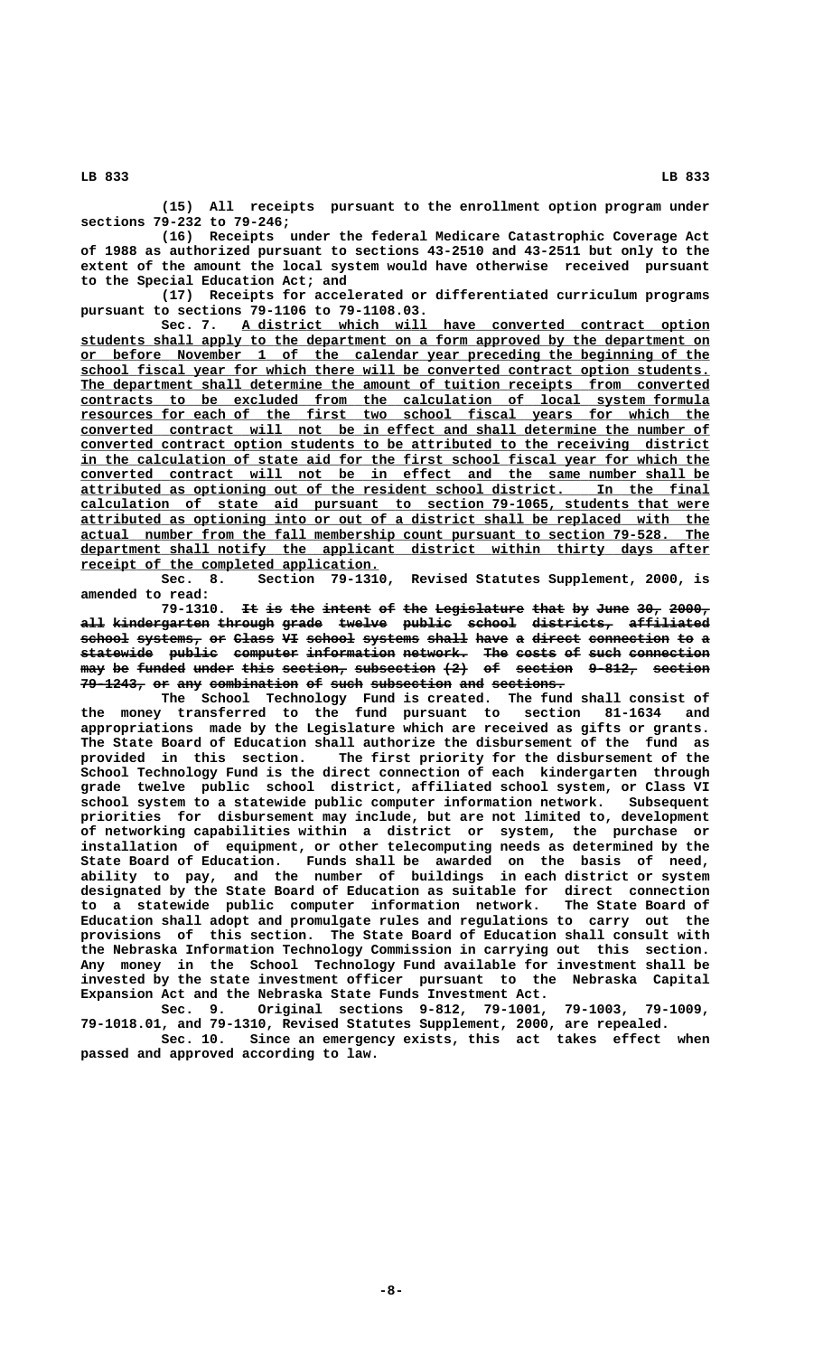(15) All receipts pursuant to the enrollment option program under sections 79-232 to 79-246;

(16) Receipts under the federal Medicare Catastrophic Coverage Act of 1988 as authorized pursuant to sections 43-2510 and 43-2511 but only to the extent of the amount the local system would have otherwise received pursuant to the Special Education Act; and

(17) Receipts for accelerated or differentiated curriculum programs pursuant to sections 79-1106 to 79-1108.03.

Sec. 7. A district which will have converted contract option students shall apply to the department on a form approved by the department on or before November 1 of the calendar year preceding the beginning of the school fiscal year for which there will be converted contract option students. The department shall determine the amount of tuition receipts from converted contracts to be excluded from the calculation of local system formula resources for each of the first two school fiscal years for which the converted contract will not be in effect and shall determine the number of converted contract option students to be attributed to the receiving district in the calculation of state aid for the first school fiscal year for which the converted contract will not be in effect and the same number shall be attributed as optioning out of the resident school district. In the final calculation of state aid pursuant to section 79-1065, students that were attributed as optioning into or out of a district shall be replaced with the actual number from the fall membership count pursuant to section 79-528. The department shall notify the applicant district within thirty days after receipt of the completed application.

Sec. 8. Section 79-1310, Revised Statutes Supplement, 2000, is amended to read:

79-1310. ~~It is the intent of the Legislature that by June 30, 2000, all kindergarten through grade twelve public school districts, affiliated school systems, or Class VI school systems shall have a direct connection to a statewide public computer information network. The costs of such connection may be funded under this section, subsection (2) of section 9-812, section 79-1243, or any combination of such subsection and sections.~~

The School Technology Fund is created. The fund shall consist of the money transferred to the fund pursuant to section 81-1634 and appropriations made by the Legislature which are received as gifts or grants. The State Board of Education shall authorize the disbursement of the fund as provided in this section. The first priority for the disbursement of the School Technology Fund is the direct connection of each kindergarten through grade twelve public school district, affiliated school system, or Class VI school system to a statewide public computer information network. Subsequent priorities for disbursement may include, but are not limited to, development of networking capabilities within a district or system, the purchase or installation of equipment, or other telecomputing needs as determined by the State Board of Education. Funds shall be awarded on the basis of need, ability to pay, and the number of buildings in each district or system designated by the State Board of Education as suitable for direct connection to a statewide public computer information network. The State Board of Education shall adopt and promulgate rules and regulations to carry out the provisions of this section. The State Board of Education shall consult with the Nebraska Information Technology Commission in carrying out this section. Any money in the School Technology Fund available for investment shall be invested by the state investment officer pursuant to the Nebraska Capital Expansion Act and the Nebraska State Funds Investment Act.

Sec. 9. Original sections 9-812, 79-1001, 79-1003, 79-1009, 79-1018.01, and 79-1310, Revised Statutes Supplement, 2000, are repealed.

Sec. 10. Since an emergency exists, this act takes effect when passed and approved according to law.